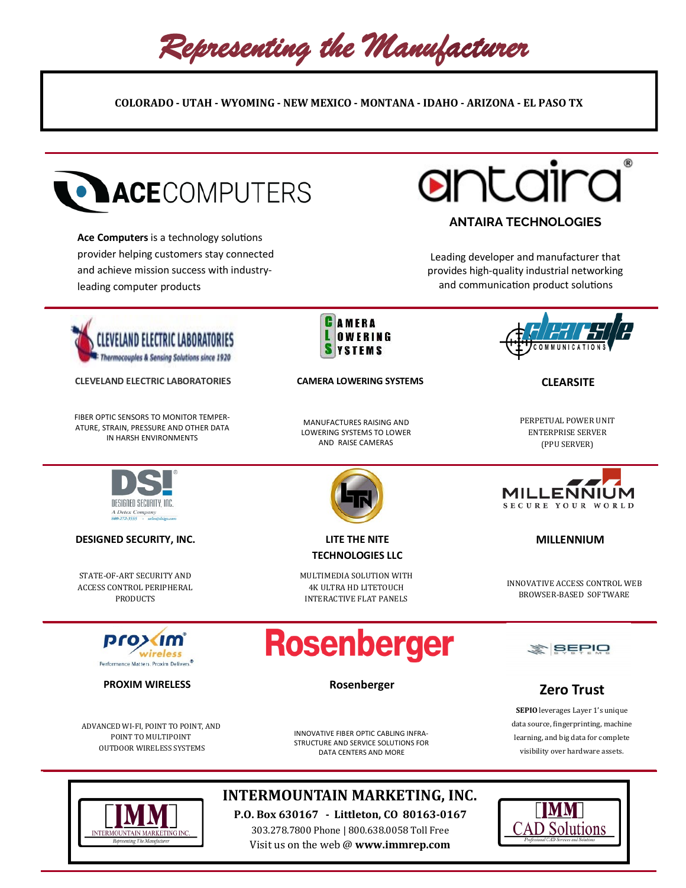# Representing the Manufacturer

**COLORADO - UTAH - WYOMING - NEW MEXICO - MONTANA - IDAHO - ARIZONA - EL PASO TX**

## ACE COMPUTERS

**Ace Computers** is a technology solutions provider helping customers stay connected and achieve mission success with industry-leading computer products

## ANTAIRA TECHNOLOGIES

Leading developer and manufacturer that provides high-quality industrial networking and communication product solutions

## CLEVELAND ELECTRIC LABORATORIES

Thermocouples & Sensing Solutions since 1920

FIBER OPTIC SENSORS TO MONITOR TEMPERATURE, STRAIN, PRESSURE AND OTHER DATA IN HARSH ENVIRONMENTS

## CAMERA LOWERING SYSTEMS

MANUFACTURES RAISING AND LOWERING SYSTEMS TO LOWER AND RAISE CAMERAS

## CLEARSITE

CLEARSITE COMMUNICATIONS

PERPETUAL POWER UNIT ENTERPRISE SERVER (PPU SERVER)

## DESIGNED SECURITY, INC.

DSI Designed Security, Inc. A Detex Company 800-272-3555 - sales@dsigo.com

STATE-OF-ART SECURITY AND ACCESS CONTROL PERIPHERAL PRODUCTS

## LITE THE NITE TECHNOLOGIES LLC

MULTIMEDIA SOLUTION WITH 4K ULTRA HD LITETOUCH INTERACTIVE FLAT PANELS

## MILLENNIUM

SECURE YOUR WORLD

INNOVATIVE ACCESS CONTROL WEB BROWSER-BASED SOFTWARE

## PROXIM WIRELESS

Performance Matters. Proxim Delivers.®

ADVANCED WI-FI, POINT TO POINT, AND POINT TO MULTIPOINT OUTDOOR WIRELESS SYSTEMS

## Rosenberger

INNOVATIVE FIBER OPTIC CABLING INFRASTRUCTURE AND SERVICE SOLUTIONS FOR DATA CENTERS AND MORE

## Zero Trust

SEPIO SYSTEMS

**SEPIO** leverages Layer 1's unique data source, fingerprinting, machine learning, and big data for complete visibility over hardware assets.

---

IMM INTERMOUNTAIN MARKETING INC. *Representing The Manufacturer*

## INTERMOUNTAIN MARKETING, INC.

**P.O. Box 630167 - Littleton, CO 80163-0167**

303.278.7800 Phone | 800.638.0058 Toll Free

Visit us on the web @ **www.immrep.com**

IMM CAD Solutions *Professional CAD Services and Solutions*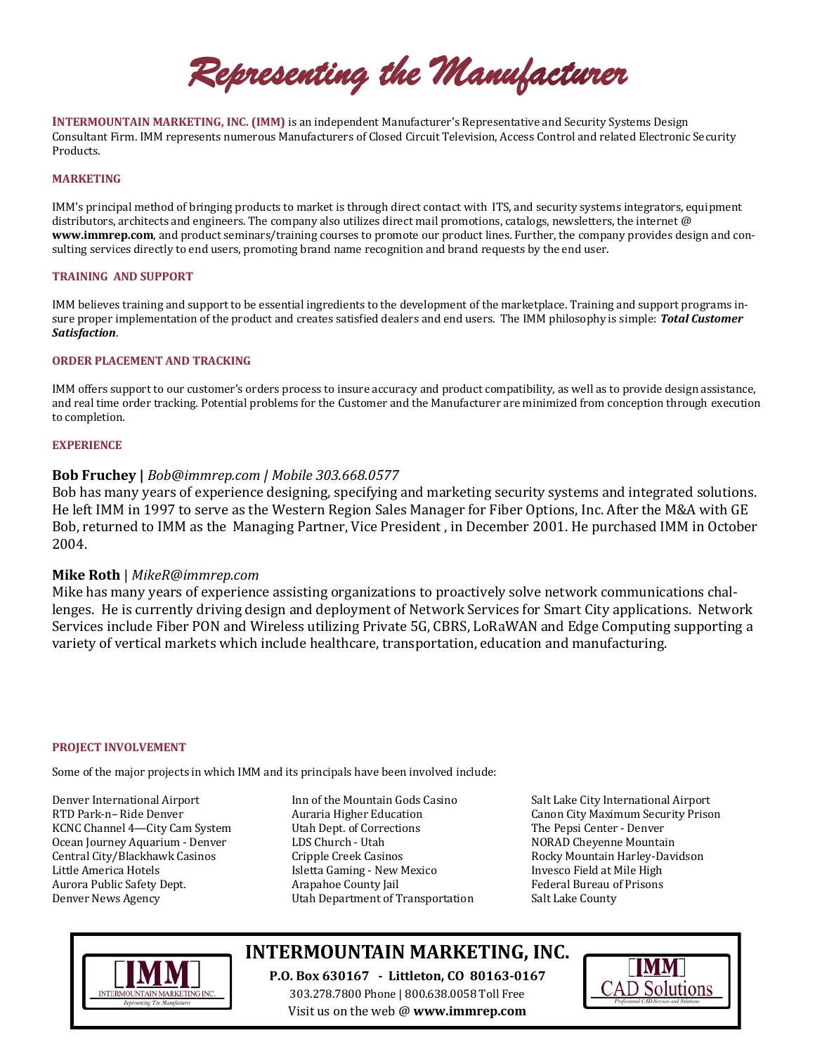# *Representing the Manufacturer*

**INTERMOUNTAIN MARKETING, INC. (IMM)** is an independent Manufacturer's Representative and Security Systems Design Consultant Firm. IMM represents numerous Manufacturers of Closed Circuit Television, Access Control and related Electronic Security Products.

## MARKETING

IMM's principal method of bringing products to market is through direct contact with ITS, and security systems integrators, equipment distributors, architects and engineers. The company also utilizes direct mail promotions, catalogs, newsletters, the internet @ **www.immrep.com**, and product seminars/training courses to promote our product lines. Further, the company provides design and consulting services directly to end users, promoting brand name recognition and brand requests by the end user.

## TRAINING AND SUPPORT

IMM believes training and support to be essential ingredients to the development of the marketplace. Training and support programs insure proper implementation of the product and creates satisfied dealers and end users. The IMM philosophy is simple: ***Total Customer Satisfaction***.

## ORDER PLACEMENT AND TRACKING

IMM offers support to our customer's orders process to insure accuracy and product compatibility, as well as to provide design assistance, and real time order tracking. Potential problems for the Customer and the Manufacturer are minimized from conception through execution to completion.

## EXPERIENCE

**Bob Fruchey |** *Bob@immrep.com | Mobile 303.668.0577*
Bob has many years of experience designing, specifying and marketing security systems and integrated solutions. He left IMM in 1997 to serve as the Western Region Sales Manager for Fiber Options, Inc. After the M&A with GE Bob, returned to IMM as the Managing Partner, Vice President , in December 2001. He purchased IMM in October 2004.

**Mike Roth** | *MikeR@immrep.com*
Mike has many years of experience assisting organizations to proactively solve network communications challenges. He is currently driving design and deployment of Network Services for Smart City applications. Network Services include Fiber PON and Wireless utilizing Private 5G, CBRS, LoRaWAN and Edge Computing supporting a variety of vertical markets which include healthcare, transportation, education and manufacturing.

## PROJECT INVOLVEMENT

Some of the major projects in which IMM and its principals have been involved include:

Denver International Airport
RTD Park-n– Ride Denver
KCNC Channel 4—City Cam System
Ocean Journey Aquarium - Denver
Central City/Blackhawk Casinos
Little America Hotels
Aurora Public Safety Dept.
Denver News Agency

Inn of the Mountain Gods Casino
Auraria Higher Education
Utah Dept. of Corrections
LDS Church - Utah
Cripple Creek Casinos
Isletta Gaming - New Mexico
Arapahoe County Jail
Utah Department of Transportation

Salt Lake City International Airport
Canon City Maximum Security Prison
The Pepsi Center - Denver
NORAD Cheyenne Mountain
Rocky Mountain Harley-Davidson
Invesco Field at Mile High
Federal Bureau of Prisons
Salt Lake County

IMM
INTERMOUNTAIN MARKETING INC.
*Representing The Manufacturer*

## INTERMOUNTAIN MARKETING, INC.

**P.O. Box 630167 - Littleton, CO 80163-0167**
303.278.7800 Phone | 800.638.0058 Toll Free
Visit us on the web @ **www.immrep.com**

IMM
CAD Solutions
*Professional CAD Services and Solutions*